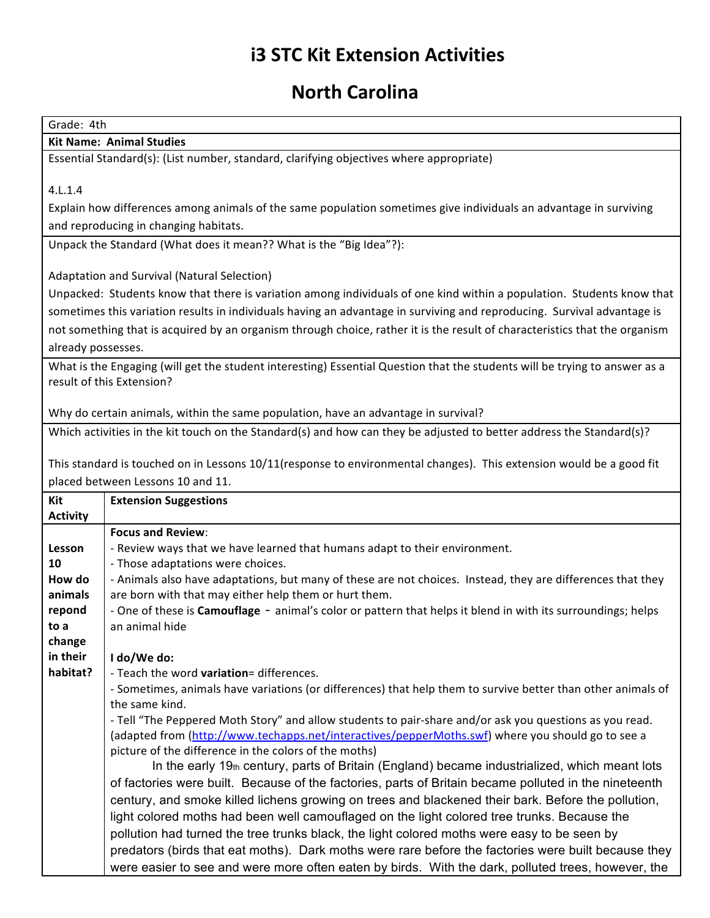# i3 STC Kit Extension Activities

# North Carolina

Grade: 4th

**Kit Name: Animal Studies**

Essential Standard(s): (List number, standard, clarifying objectives where appropriate)

4.L.1.4

Explain how differences among animals of the same population sometimes give individuals an advantage in surviving and reproducing in changing habitats.

Unpack the Standard (What does it mean?? What is the "Big Idea"?):

Adaptation and Survival (Natural Selection)

Unpacked: Students know that there is variation among individuals of one kind within a population. Students know that sometimes this variation results in individuals having an advantage in surviving and reproducing. Survival advantage is not something that is acquired by an organism through choice, rather it is the result of characteristics that the organism already possesses.

What is the Engaging (will get the student interesting) Essential Question that the students will be trying to answer as a result of this Extension?

Why do certain animals, within the same population, have an advantage in survival?

Which activities in the kit touch on the Standard(s) and how can they be adjusted to better address the Standard(s)?

This standard is touched on in Lessons 10/11(response to environmental changes). This extension would be a good fit placed between Lessons 10 and 11.

| Kit Activity | Extension Suggestions |
|---|---|
| **Lesson 10 How do animals repond to a change in their habitat?** | **Focus and Review**:<br>- Review ways that we have learned that humans adapt to their environment.<br>- Those adaptations were choices.<br>- Animals also have adaptations, but many of these are not choices. Instead, they are differences that they are born with that may either help them or hurt them.<br>- One of these is **Camouflage** - animal's color or pattern that helps it blend in with its surroundings; helps an animal hide<br><br>**I do/We do:**<br>- Teach the word **variation**= differences.<br>- Sometimes, animals have variations (or differences) that help them to survive better than other animals of the same kind.<br>- Tell "The Peppered Moth Story" and allow students to pair-share and/or ask you questions as you read. (adapted from (http://www.techapps.net/interactives/pepperMoths.swf) where you should go to see a picture of the difference in the colors of the moths)<br>In the early 19th century, parts of Britain (England) became industrialized, which meant lots of factories were built. Because of the factories, parts of Britain became polluted in the nineteenth century, and smoke killed lichens growing on trees and blackened their bark. Before the pollution, light colored moths had been well camouflaged on the light colored tree trunks. Because the pollution had turned the tree trunks black, the light colored moths were easy to be seen by predators (birds that eat moths). Dark moths were rare before the factories were built because they were easier to see and were more often eaten by birds. With the dark, polluted trees, however, the |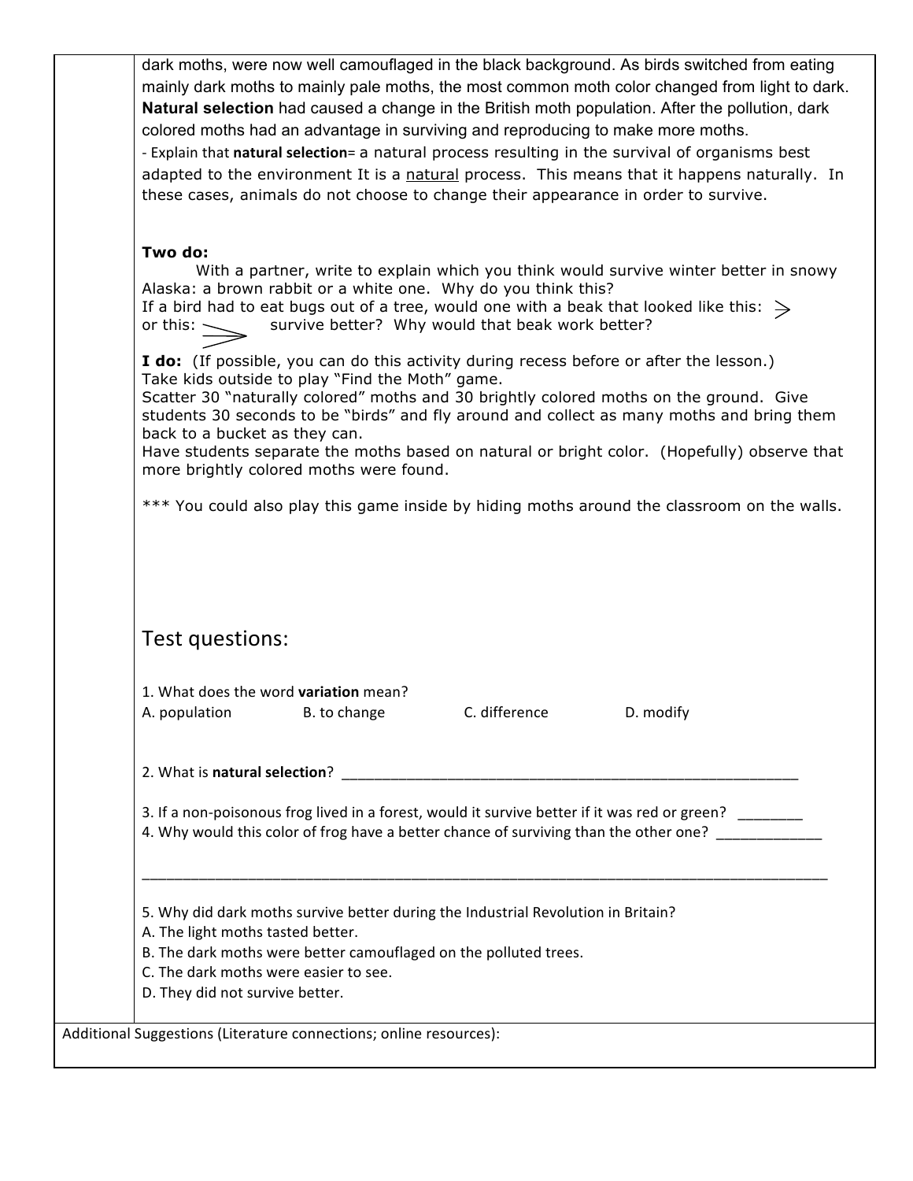dark moths, were now well camouflaged in the black background. As birds switched from eating mainly dark moths to mainly pale moths, the most common moth color changed from light to dark. **Natural selection** had caused a change in the British moth population. After the pollution, dark colored moths had an advantage in surviving and reproducing to make more moths.

- Explain that **natural selection**= a natural process resulting in the survival of organisms best adapted to the environment It is a natural process. This means that it happens naturally. In these cases, animals do not choose to change their appearance in order to survive.

**Two do:**

With a partner, write to explain which you think would survive winter better in snowy Alaska: a brown rabbit or a white one. Why do you think this?

If a bird had to eat bugs out of a tree, would one with a beak that looked like this: > or this: ⋙ survive better? Why would that beak work better?

**I do:** (If possible, you can do this activity during recess before or after the lesson.)
Take kids outside to play "Find the Moth" game.
Scatter 30 "naturally colored" moths and 30 brightly colored moths on the ground. Give students 30 seconds to be "birds" and fly around and collect as many moths and bring them back to a bucket as they can.
Have students separate the moths based on natural or bright color. (Hopefully) observe that more brightly colored moths were found.

*** You could also play this game inside by hiding moths around the classroom on the walls.

## Test questions:

1. What does the word **variation** mean?
A. population B. to change C. difference D. modify

2. What is **natural selection**? ________________________________________________________

3. If a non-poisonous frog lived in a forest, would it survive better if it was red or green? ________

4. Why would this color of frog have a better chance of surviving than the other one? ____________

_________________________________________________________________________________

5. Why did dark moths survive better during the Industrial Revolution in Britain?
A. The light moths tasted better.
B. The dark moths were better camouflaged on the polluted trees.
C. The dark moths were easier to see.
D. They did not survive better.

Additional Suggestions (Literature connections; online resources):